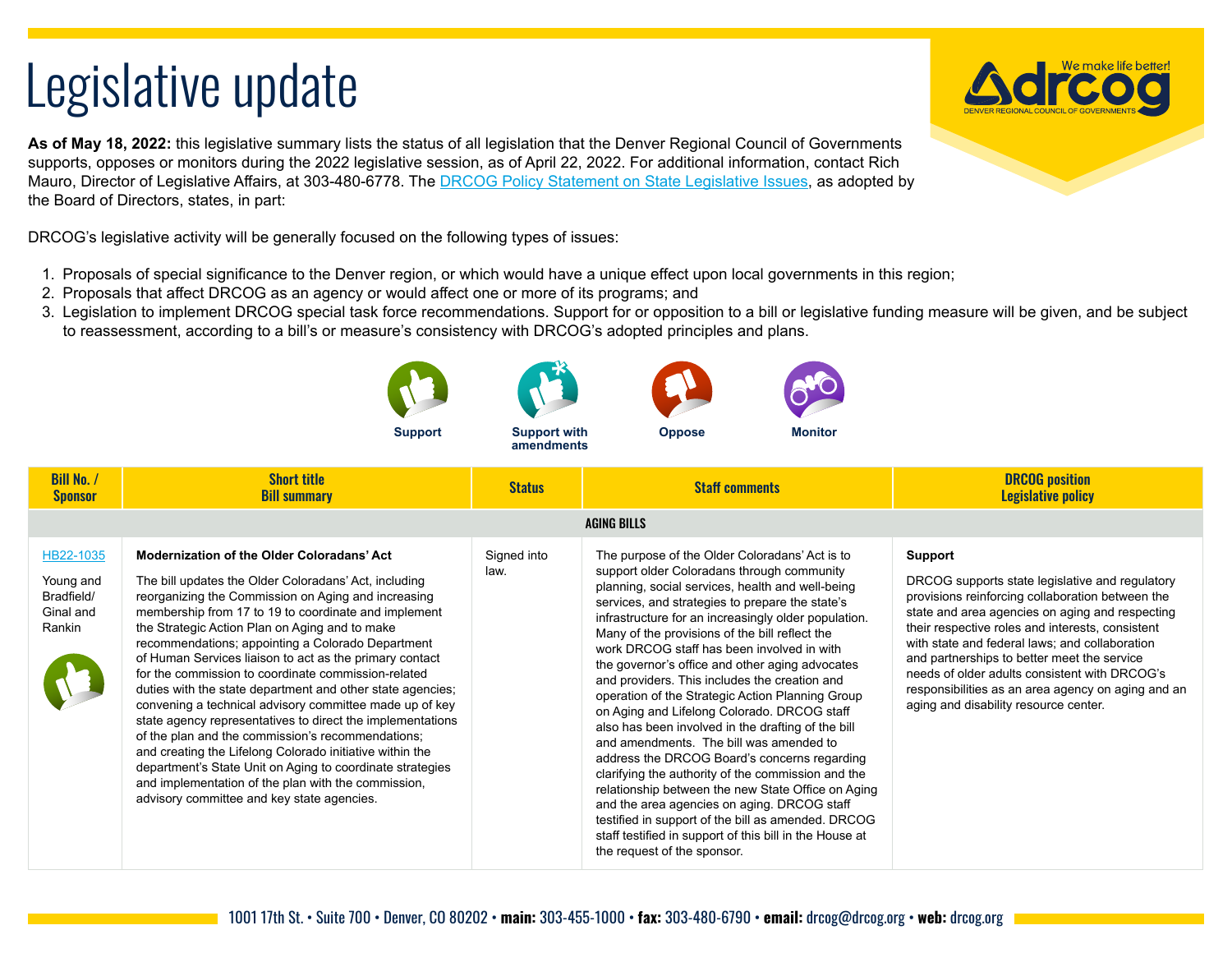# Legislative update

**As of May 18, 2022:** this legislative summary lists the status of all legislation that the Denver Regional Council of Governments supports, opposes or monitors during the 2022 legislative session, as of April 22, 2022. For additional information, contact Rich Mauro, Director of Legislative Affairs, at 303-480-6778. The DRCOG Policy Statement on State Legislative Issues, as adopted by the Board of Directors, states, in part:

DRCOG's legislative activity will be generally focused on the following types of issues:

1. Proposals of special significance to the Denver region, or which would have a unique effect upon local governments in this region;
2. Proposals that affect DRCOG as an agency or would affect one or more of its programs; and
3. Legislation to implement DRCOG special task force recommendations. Support for or opposition to a bill or legislative funding measure will be given, and be subject to reassessment, according to a bill's or measure's consistency with DRCOG's adopted principles and plans.

Support | Support with amendments | Oppose | Monitor

| Bill No. / Sponsor | Short title Bill summary | Status | Staff comments | DRCOG position Legislative policy |
|---|---|---|---|---|
| **AGING BILLS** | | | | |
| HB22-1035<br><br>Young and Bradfield/ Ginal and Rankin | **Modernization of the Older Coloradans' Act**<br><br>The bill updates the Older Coloradans' Act, including reorganizing the Commission on Aging and increasing membership from 17 to 19 to coordinate and implement the Strategic Action Plan on Aging and to make recommendations; appointing a Colorado Department of Human Services liaison to act as the primary contact for the commission to coordinate commission-related duties with the state department and other state agencies; convening a technical advisory committee made up of key state agency representatives to direct the implementations of the plan and the commission's recommendations; and creating the Lifelong Colorado initiative within the department's State Unit on Aging to coordinate strategies and implementation of the plan with the commission, advisory committee and key state agencies. | Signed into law. | The purpose of the Older Coloradans' Act is to support older Coloradans through community planning, social services, health and well-being services, and strategies to prepare the state's infrastructure for an increasingly older population. Many of the provisions of the bill reflect the work DRCOG staff has been involved in with the governor's office and other aging advocates and providers. This includes the creation and operation of the Strategic Action Planning Group on Aging and Lifelong Colorado. DRCOG staff also has been involved in the drafting of the bill and amendments. The bill was amended to address the DRCOG Board's concerns regarding clarifying the authority of the commission and the relationship between the new State Office on Aging and the area agencies on aging. DRCOG staff testified in support of the bill as amended. DRCOG staff testified in support of this bill in the House at the request of the sponsor. | **Support**<br><br>DRCOG supports state legislative and regulatory provisions reinforcing collaboration between the state and area agencies on aging and respecting their respective roles and interests, consistent with state and federal laws; and collaboration and partnerships to better meet the service needs of older adults consistent with DRCOG's responsibilities as an area agency on aging and an aging and disability resource center. |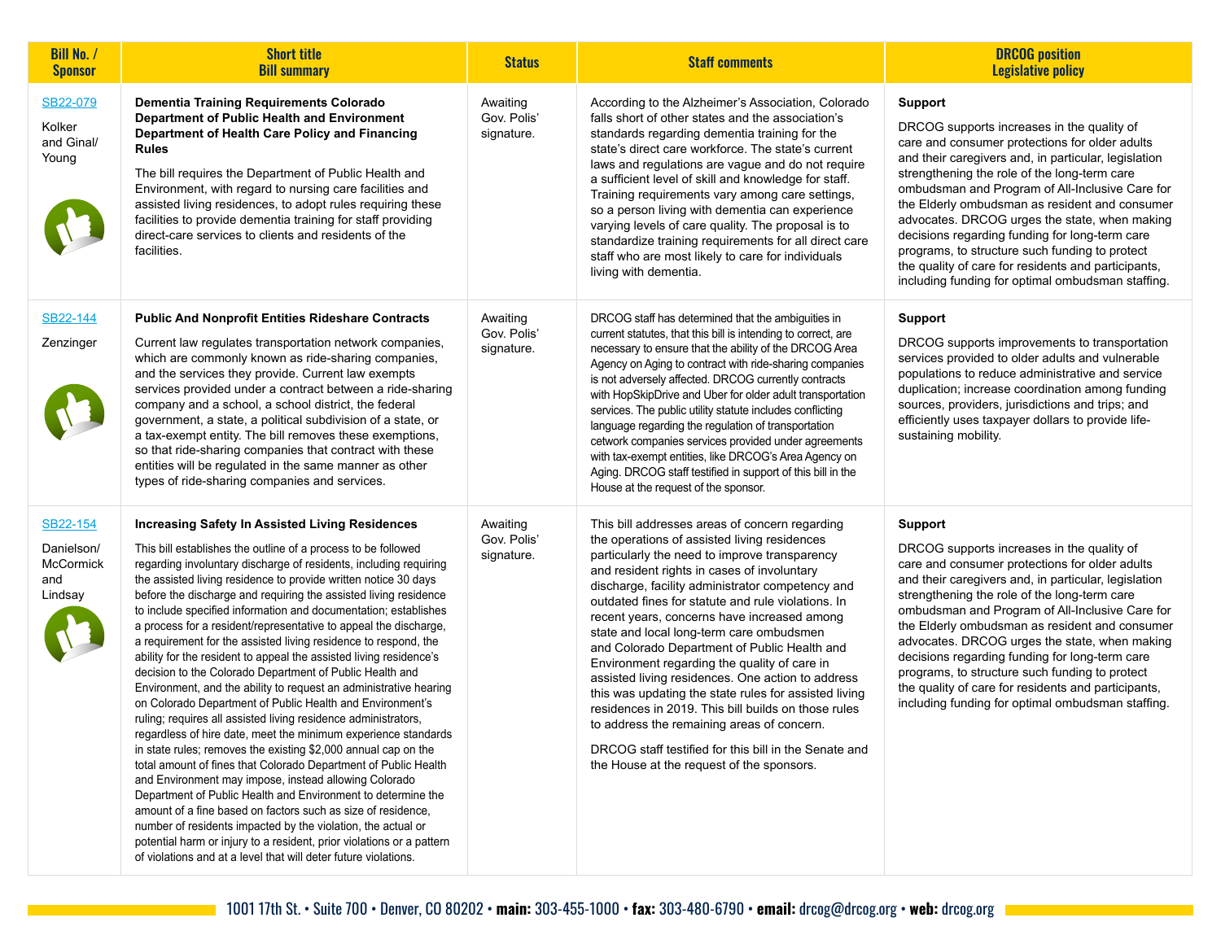| Bill No. / Sponsor | Short title Bill summary | Status | Staff comments | DRCOG position Legislative policy |
|---|---|---|---|---|
| SB22-079<br><br>Kolker and Ginal/ Young | **Dementia Training Requirements Colorado Department of Public Health and Environment Department of Health Care Policy and Financing Rules**<br><br>The bill requires the Department of Public Health and Environment, with regard to nursing care facilities and assisted living residences, to adopt rules requiring these facilities to provide dementia training for staff providing direct-care services to clients and residents of the facilities. | Awaiting Gov. Polis' signature. | According to the Alzheimer's Association, Colorado falls short of other states and the association's standards regarding dementia training for the state's direct care workforce. The state's current laws and regulations are vague and do not require a sufficient level of skill and knowledge for staff. Training requirements vary among care settings, so a person living with dementia can experience varying levels of care quality. The proposal is to standardize training requirements for all direct care staff who are most likely to care for individuals living with dementia. | **Support**<br><br>DRCOG supports increases in the quality of care and consumer protections for older adults and their caregivers and, in particular, legislation strengthening the role of the long-term care ombudsman and Program of All-Inclusive Care for the Elderly ombudsman as resident and consumer advocates. DRCOG urges the state, when making decisions regarding funding for long-term care programs, to structure such funding to protect the quality of care for residents and participants, including funding for optimal ombudsman staffing. |
| SB22-144<br><br>Zenzinger | **Public And Nonprofit Entities Rideshare Contracts**<br><br>Current law regulates transportation network companies, which are commonly known as ride-sharing companies, and the services they provide. Current law exempts services provided under a contract between a ride-sharing company and a school, a school district, the federal government, a state, a political subdivision of a state, or a tax-exempt entity. The bill removes these exemptions, so that ride-sharing companies that contract with these entities will be regulated in the same manner as other types of ride-sharing companies and services. | Awaiting Gov. Polis' signature. | DRCOG staff has determined that the ambiguities in current statutes, that this bill is intending to correct, are necessary to ensure that the ability of the DRCOG Area Agency on Aging to contract with ride-sharing companies is not adversely affected. DRCOG currently contracts with HopSkipDrive and Uber for older adult transportation services. The public utility statute includes conflicting language regarding the regulation of transportation cetwork companies services provided under agreements with tax-exempt entities, like DRCOG's Area Agency on Aging. DRCOG staff testified in support of this bill in the House at the request of the sponsor. | **Support**<br><br>DRCOG supports improvements to transportation services provided to older adults and vulnerable populations to reduce administrative and service duplication; increase coordination among funding sources, providers, jurisdictions and trips; and efficiently uses taxpayer dollars to provide life-sustaining mobility. |
| SB22-154<br><br>Danielson/ McCormick and Lindsay | **Increasing Safety In Assisted Living Residences**<br><br>This bill establishes the outline of a process to be followed regarding involuntary discharge of residents, including requiring the assisted living residence to provide written notice 30 days before the discharge and requiring the assisted living residence to include specified information and documentation; establishes a process for a resident/representative to appeal the discharge, a requirement for the assisted living residence to respond, the ability for the resident to appeal the assisted living residence's decision to the Colorado Department of Public Health and Environment, and the ability to request an administrative hearing on Colorado Department of Public Health and Environment's ruling; requires all assisted living residence administrators, regardless of hire date, meet the minimum experience standards in state rules; removes the existing $2,000 annual cap on the total amount of fines that Colorado Department of Public Health and Environment may impose, instead allowing Colorado Department of Public Health and Environment to determine the amount of a fine based on factors such as size of residence, number of residents impacted by the violation, the actual or potential harm or injury to a resident, prior violations or a pattern of violations and at a level that will deter future violations. | Awaiting Gov. Polis' signature. | This bill addresses areas of concern regarding the operations of assisted living residences particularly the need to improve transparency and resident rights in cases of involuntary discharge, facility administrator competency and outdated fines for statute and rule violations. In recent years, concerns have increased among state and local long-term care ombudsmen and Colorado Department of Public Health and Environment regarding the quality of care in assisted living residences. One action to address this was updating the state rules for assisted living residences in 2019. This bill builds on those rules to address the remaining areas of concern.<br><br>DRCOG staff testified for this bill in the Senate and the House at the request of the sponsors. | **Support**<br><br>DRCOG supports increases in the quality of care and consumer protections for older adults and their caregivers and, in particular, legislation strengthening the role of the long-term care ombudsman and Program of All-Inclusive Care for the Elderly ombudsman as resident and consumer advocates. DRCOG urges the state, when making decisions regarding funding for long-term care programs, to structure such funding to protect the quality of care for residents and participants, including funding for optimal ombudsman staffing. |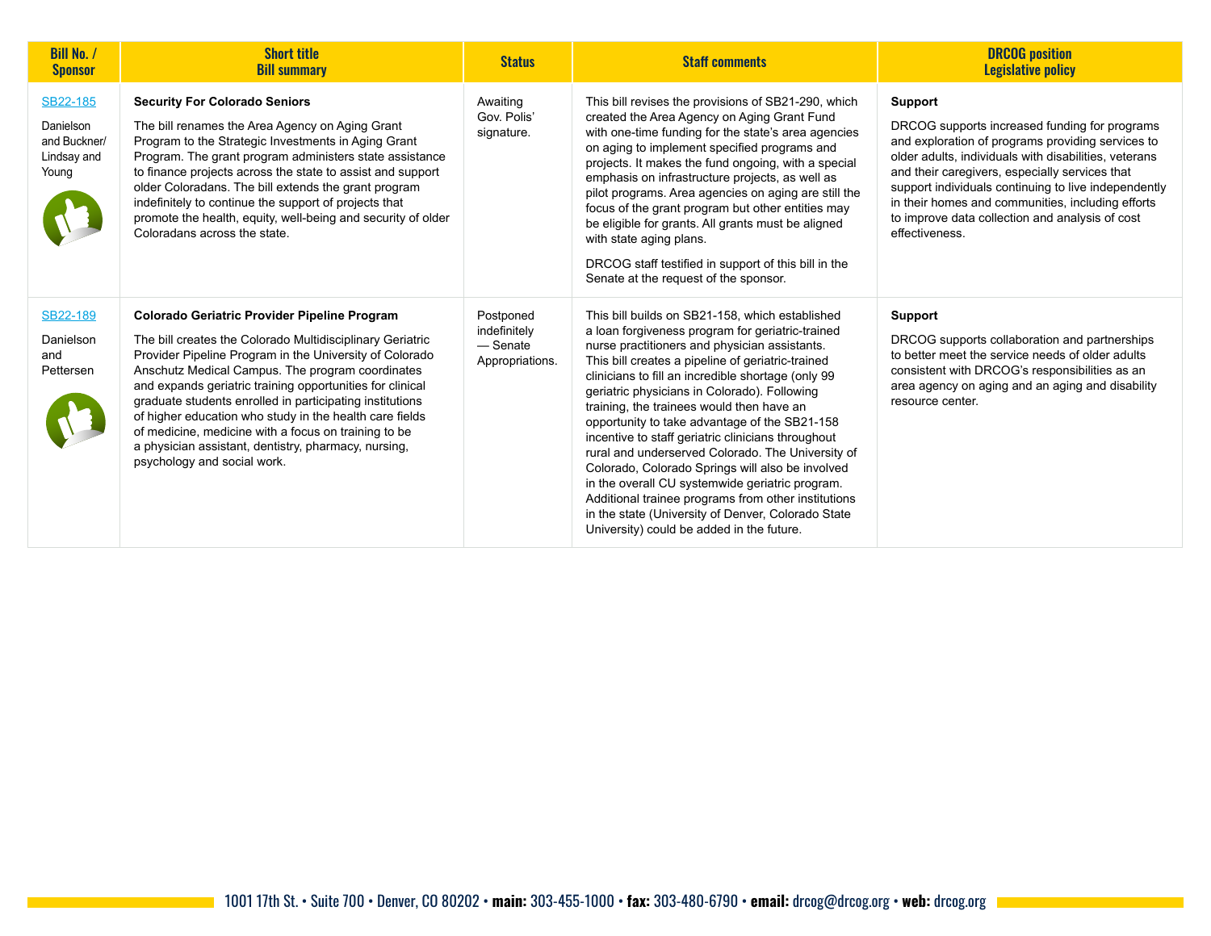| Bill No. / Sponsor | Short title Bill summary | Status | Staff comments | DRCOG position Legislative policy |
|---|---|---|---|---|
| SB22-185<br><br>Danielson and Buckner/ Lindsay and Young | **Security For Colorado Seniors**<br><br>The bill renames the Area Agency on Aging Grant Program to the Strategic Investments in Aging Grant Program. The grant program administers state assistance to finance projects across the state to assist and support older Coloradans. The bill extends the grant program indefinitely to continue the support of projects that promote the health, equity, well-being and security of older Coloradans across the state. | Awaiting Gov. Polis' signature. | This bill revises the provisions of SB21-290, which created the Area Agency on Aging Grant Fund with one-time funding for the state's area agencies on aging to implement specified programs and projects. It makes the fund ongoing, with a special emphasis on infrastructure projects, as well as pilot programs. Area agencies on aging are still the focus of the grant program but other entities may be eligible for grants. All grants must be aligned with state aging plans.<br><br>DRCOG staff testified in support of this bill in the Senate at the request of the sponsor. | **Support**<br><br>DRCOG supports increased funding for programs and exploration of programs providing services to older adults, individuals with disabilities, veterans and their caregivers, especially services that support individuals continuing to live independently in their homes and communities, including efforts to improve data collection and analysis of cost effectiveness. |
| SB22-189<br><br>Danielson and Pettersen | **Colorado Geriatric Provider Pipeline Program**<br><br>The bill creates the Colorado Multidisciplinary Geriatric Provider Pipeline Program in the University of Colorado Anschutz Medical Campus. The program coordinates and expands geriatric training opportunities for clinical graduate students enrolled in participating institutions of higher education who study in the health care fields of medicine, medicine with a focus on training to be a physician assistant, dentistry, pharmacy, nursing, psychology and social work. | Postponed indefinitely — Senate Appropriations. | This bill builds on SB21-158, which established a loan forgiveness program for geriatric-trained nurse practitioners and physician assistants. This bill creates a pipeline of geriatric-trained clinicians to fill an incredible shortage (only 99 geriatric physicians in Colorado). Following training, the trainees would then have an opportunity to take advantage of the SB21-158 incentive to staff geriatric clinicians throughout rural and underserved Colorado. The University of Colorado, Colorado Springs will also be involved in the overall CU systemwide geriatric program. Additional trainee programs from other institutions in the state (University of Denver, Colorado State University) could be added in the future. | **Support**<br><br>DRCOG supports collaboration and partnerships to better meet the service needs of older adults consistent with DRCOG's responsibilities as an area agency on aging and an aging and disability resource center. |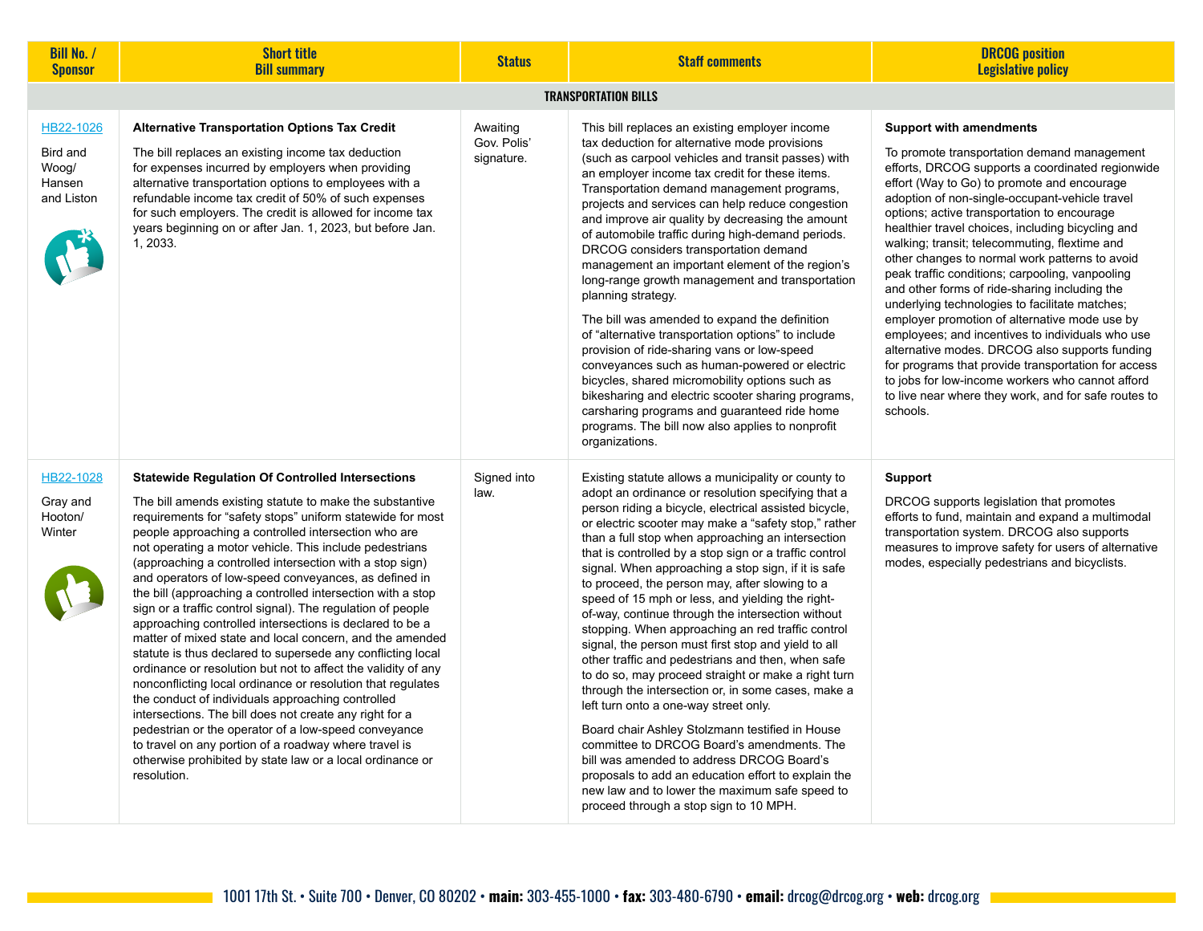| Bill No. / Sponsor | Short title<br>Bill summary | Status | Staff comments | DRCOG position<br>Legislative policy |
|---|---|---|---|---|
| **TRANSPORTATION BILLS** | | | | |
| HB22-1026<br><br>Bird and Woog/ Hansen and Liston | **Alternative Transportation Options Tax Credit**<br><br>The bill replaces an existing income tax deduction for expenses incurred by employers when providing alternative transportation options to employees with a refundable income tax credit of 50% of such expenses for such employers. The credit is allowed for income tax years beginning on or after Jan. 1, 2023, but before Jan. 1, 2033. | Awaiting Gov. Polis' signature. | This bill replaces an existing employer income tax deduction for alternative mode provisions (such as carpool vehicles and transit passes) with an employer income tax credit for these items. Transportation demand management programs, projects and services can help reduce congestion and improve air quality by decreasing the amount of automobile traffic during high-demand periods. DRCOG considers transportation demand management an important element of the region's long-range growth management and transportation planning strategy.<br><br>The bill was amended to expand the definition of "alternative transportation options" to include provision of ride-sharing vans or low-speed conveyances such as human-powered or electric bicycles, shared micromobility options such as bikesharing and electric scooter sharing programs, carsharing programs and guaranteed ride home programs. The bill now also applies to nonprofit organizations. | **Support with amendments**<br><br>To promote transportation demand management efforts, DRCOG supports a coordinated regionwide effort (Way to Go) to promote and encourage adoption of non-single-occupant-vehicle travel options; active transportation to encourage healthier travel choices, including bicycling and walking; transit; telecommuting, flextime and other changes to normal work patterns to avoid peak traffic conditions; carpooling, vanpooling and other forms of ride-sharing including the underlying technologies to facilitate matches; employer promotion of alternative mode use by employees; and incentives to individuals who use alternative modes. DRCOG also supports funding for programs that provide transportation for access to jobs for low-income workers who cannot afford to live near where they work, and for safe routes to schools. |
| HB22-1028<br><br>Gray and Hooton/ Winter | **Statewide Regulation Of Controlled Intersections**<br><br>The bill amends existing statute to make the substantive requirements for "safety stops" uniform statewide for most people approaching a controlled intersection who are not operating a motor vehicle. This include pedestrians (approaching a controlled intersection with a stop sign) and operators of low-speed conveyances, as defined in the bill (approaching a controlled intersection with a stop sign or a traffic control signal). The regulation of people approaching controlled intersections is declared to be a matter of mixed state and local concern, and the amended statute is thus declared to supersede any conflicting local ordinance or resolution but not to affect the validity of any nonconflicting local ordinance or resolution that regulates the conduct of individuals approaching controlled intersections. The bill does not create any right for a pedestrian or the operator of a low-speed conveyance to travel on any portion of a roadway where travel is otherwise prohibited by state law or a local ordinance or resolution. | Signed into law. | Existing statute allows a municipality or county to adopt an ordinance or resolution specifying that a person riding a bicycle, electrical assisted bicycle, or electric scooter may make a "safety stop," rather than a full stop when approaching an intersection that is controlled by a stop sign or a traffic control signal. When approaching a stop sign, if it is safe to proceed, the person may, after slowing to a speed of 15 mph or less, and yielding the right-of-way, continue through the intersection without stopping. When approaching an red traffic control signal, the person must first stop and yield to all other traffic and pedestrians and then, when safe to do so, may proceed straight or make a right turn through the intersection or, in some cases, make a left turn onto a one-way street only.<br><br>Board chair Ashley Stolzmann testified in House committee to DRCOG Board's amendments. The bill was amended to address DRCOG Board's proposals to add an education effort to explain the new law and to lower the maximum safe speed to proceed through a stop sign to 10 MPH. | **Support**<br><br>DRCOG supports legislation that promotes efforts to fund, maintain and expand a multimodal transportation system. DRCOG also supports measures to improve safety for users of alternative modes, especially pedestrians and bicyclists. |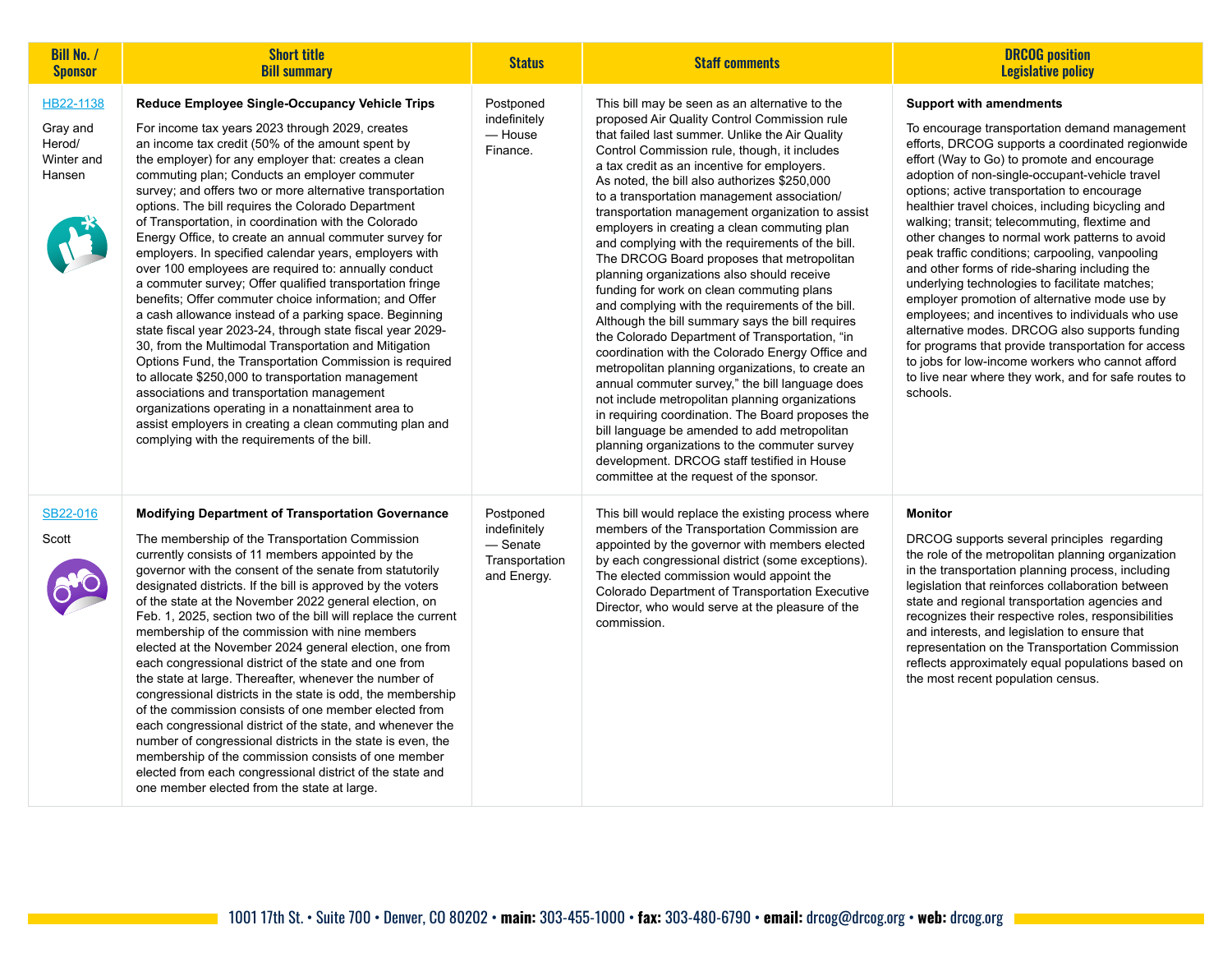| Bill No. / Sponsor | Short title Bill summary | Status | Staff comments | DRCOG position Legislative policy |
|---|---|---|---|---|
| HB22-1138<br><br>Gray and Herod/ Winter and Hansen | **Reduce Employee Single-Occupancy Vehicle Trips**<br><br>For income tax years 2023 through 2029, creates an income tax credit (50% of the amount spent by the employer) for any employer that: creates a clean commuting plan; Conducts an employer commuter survey; and offers two or more alternative transportation options. The bill requires the Colorado Department of Transportation, in coordination with the Colorado Energy Office, to create an annual commuter survey for employers. In specified calendar years, employers with over 100 employees are required to: annually conduct a commuter survey; Offer qualified transportation fringe benefits; Offer commuter choice information; and Offer a cash allowance instead of a parking space. Beginning state fiscal year 2023-24, through state fiscal year 2029-30, from the Multimodal Transportation and Mitigation Options Fund, the Transportation Commission is required to allocate $250,000 to transportation management associations and transportation management organizations operating in a nonattainment area to assist employers in creating a clean commuting plan and complying with the requirements of the bill. | Postponed indefinitely — House Finance. | This bill may be seen as an alternative to the proposed Air Quality Control Commission rule that failed last summer. Unlike the Air Quality Control Commission rule, though, it includes a tax credit as an incentive for employers. As noted, the bill also authorizes $250,000 to a transportation management association/ transportation management organization to assist employers in creating a clean commuting plan and complying with the requirements of the bill. The DRCOG Board proposes that metropolitan planning organizations also should receive funding for work on clean commuting plans and complying with the requirements of the bill. Although the bill summary says the bill requires the Colorado Department of Transportation, "in coordination with the Colorado Energy Office and metropolitan planning organizations, to create an annual commuter survey," the bill language does not include metropolitan planning organizations in requiring coordination. The Board proposes the bill language be amended to add metropolitan planning organizations to the commuter survey development. DRCOG staff testified in House committee at the request of the sponsor. | **Support with amendments**<br><br>To encourage transportation demand management efforts, DRCOG supports a coordinated regionwide effort (Way to Go) to promote and encourage adoption of non-single-occupant-vehicle travel options; active transportation to encourage healthier travel choices, including bicycling and walking; transit; telecommuting, flextime and other changes to normal work patterns to avoid peak traffic conditions; carpooling, vanpooling and other forms of ride-sharing including the underlying technologies to facilitate matches; employer promotion of alternative mode use by employees; and incentives to individuals who use alternative modes. DRCOG also supports funding for programs that provide transportation for access to jobs for low-income workers who cannot afford to live near where they work, and for safe routes to schools. |
| SB22-016<br><br>Scott | **Modifying Department of Transportation Governance**<br><br>The membership of the Transportation Commission currently consists of 11 members appointed by the governor with the consent of the senate from statutorily designated districts. If the bill is approved by the voters of the state at the November 2022 general election, on Feb. 1, 2025, section two of the bill will replace the current membership of the commission with nine members elected at the November 2024 general election, one from each congressional district of the state and one from the state at large. Thereafter, whenever the number of congressional districts in the state is odd, the membership of the commission consists of one member elected from each congressional district of the state, and whenever the number of congressional districts in the state is even, the membership of the commission consists of one member elected from each congressional district of the state and one member elected from the state at large. | Postponed indefinitely — Senate Transportation and Energy. | This bill would replace the existing process where members of the Transportation Commission are appointed by the governor with members elected by each congressional district (some exceptions). The elected commission would appoint the Colorado Department of Transportation Executive Director, who would serve at the pleasure of the commission. | **Monitor**<br><br>DRCOG supports several principles regarding the role of the metropolitan planning organization in the transportation planning process, including legislation that reinforces collaboration between state and regional transportation agencies and recognizes their respective roles, responsibilities and interests, and legislation to ensure that representation on the Transportation Commission reflects approximately equal populations based on the most recent population census. |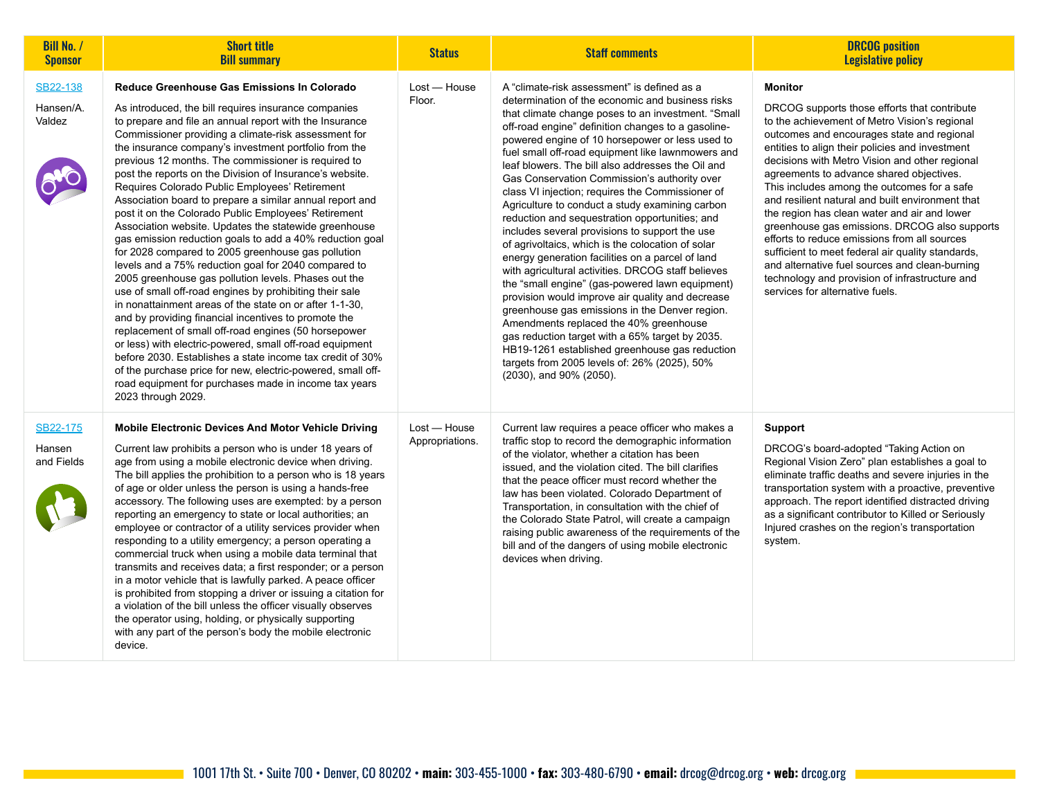| Bill No. / Sponsor | Short title Bill summary | Status | Staff comments | DRCOG position Legislative policy |
| --- | --- | --- | --- | --- |
| [SB22-138](#)<br><br>Hansen/A. Valdez | **Reduce Greenhouse Gas Emissions In Colorado**<br><br>As introduced, the bill requires insurance companies to prepare and file an annual report with the Insurance Commissioner providing a climate-risk assessment for the insurance company's investment portfolio from the previous 12 months. The commissioner is required to post the reports on the Division of Insurance's website. Requires Colorado Public Employees' Retirement Association board to prepare a similar annual report and post it on the Colorado Public Employees' Retirement Association website. Updates the statewide greenhouse gas emission reduction goals to add a 40% reduction goal for 2028 compared to 2005 greenhouse gas pollution levels and a 75% reduction goal for 2040 compared to 2005 greenhouse gas pollution levels. Phases out the use of small off-road engines by prohibiting their sale in nonattainment areas of the state on or after 1-1-30, and by providing financial incentives to promote the replacement of small off-road engines (50 horsepower or less) with electric-powered, small off-road equipment before 2030. Establishes a state income tax credit of 30% of the purchase price for new, electric-powered, small off-road equipment for purchases made in income tax years 2023 through 2029. | Lost — House Floor. | A "climate-risk assessment" is defined as a determination of the economic and business risks that climate change poses to an investment. "Small off-road engine" definition changes to a gasoline-powered engine of 10 horsepower or less used to fuel small off-road equipment like lawnmowers and leaf blowers. The bill also addresses the Oil and Gas Conservation Commission's authority over class VI injection; requires the Commissioner of Agriculture to conduct a study examining carbon reduction and sequestration opportunities; and includes several provisions to support the use of agrivoltaics, which is the colocation of solar energy generation facilities on a parcel of land with agricultural activities. DRCOG staff believes the "small engine" (gas-powered lawn equipment) provision would improve air quality and decrease greenhouse gas emissions in the Denver region. Amendments replaced the 40% greenhouse gas reduction target with a 65% target by 2035. HB19-1261 established greenhouse gas reduction targets from 2005 levels of: 26% (2025), 50% (2030), and 90% (2050). | **Monitor**<br><br>DRCOG supports those efforts that contribute to the achievement of Metro Vision's regional outcomes and encourages state and regional entities to align their policies and investment decisions with Metro Vision and other regional agreements to advance shared objectives. This includes among the outcomes for a safe and resilient natural and built environment that the region has clean water and air and lower greenhouse gas emissions. DRCOG also supports efforts to reduce emissions from all sources sufficient to meet federal air quality standards, and alternative fuel sources and clean-burning technology and provision of infrastructure and services for alternative fuels. |
| [SB22-175](#)<br><br>Hansen and Fields | **Mobile Electronic Devices And Motor Vehicle Driving**<br><br>Current law prohibits a person who is under 18 years of age from using a mobile electronic device when driving. The bill applies the prohibition to a person who is 18 years of age or older unless the person is using a hands-free accessory. The following uses are exempted: by a person reporting an emergency to state or local authorities; an employee or contractor of a utility services provider when responding to a utility emergency; a person operating a commercial truck when using a mobile data terminal that transmits and receives data; a first responder; or a person in a motor vehicle that is lawfully parked. A peace officer is prohibited from stopping a driver or issuing a citation for a violation of the bill unless the officer visually observes the operator using, holding, or physically supporting with any part of the person's body the mobile electronic device. | Lost — House Appropriations. | Current law requires a peace officer who makes a traffic stop to record the demographic information of the violator, whether a citation has been issued, and the violation cited. The bill clarifies that the peace officer must record whether the law has been violated. Colorado Department of Transportation, in consultation with the chief of the Colorado State Patrol, will create a campaign raising public awareness of the requirements of the bill and of the dangers of using mobile electronic devices when driving. | **Support**<br><br>DRCOG's board-adopted "Taking Action on Regional Vision Zero" plan establishes a goal to eliminate traffic deaths and severe injuries in the transportation system with a proactive, preventive approach. The report identified distracted driving as a significant contributor to Killed or Seriously Injured crashes on the region's transportation system. |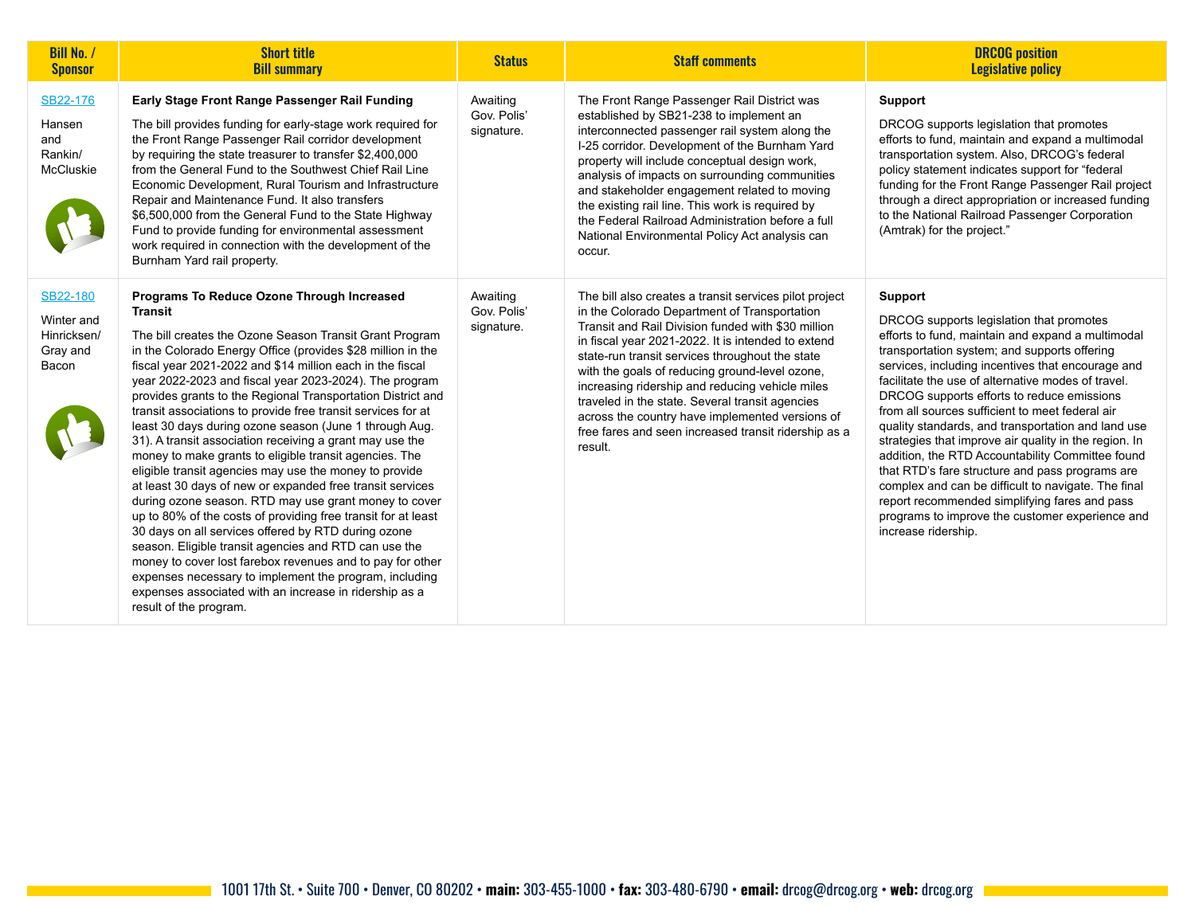| Bill No. / Sponsor | Short title / Bill summary | Status | Staff comments | DRCOG position / Legislative policy |
|---|---|---|---|---|
| SB22-176<br><br>Hansen and Rankin/ McCluskie | **Early Stage Front Range Passenger Rail Funding**<br><br>The bill provides funding for early-stage work required for the Front Range Passenger Rail corridor development by requiring the state treasurer to transfer $2,400,000 from the General Fund to the Southwest Chief Rail Line Economic Development, Rural Tourism and Infrastructure Repair and Maintenance Fund. It also transfers $6,500,000 from the General Fund to the State Highway Fund to provide funding for environmental assessment work required in connection with the development of the Burnham Yard rail property. | Awaiting Gov. Polis' signature. | The Front Range Passenger Rail District was established by SB21-238 to implement an interconnected passenger rail system along the I-25 corridor. Development of the Burnham Yard property will include conceptual design work, analysis of impacts on surrounding communities and stakeholder engagement related to moving the existing rail line. This work is required by the Federal Railroad Administration before a full National Environmental Policy Act analysis can occur. | **Support**<br><br>DRCOG supports legislation that promotes efforts to fund, maintain and expand a multimodal transportation system. Also, DRCOG's federal policy statement indicates support for "federal funding for the Front Range Passenger Rail project through a direct appropriation or increased funding to the National Railroad Passenger Corporation (Amtrak) for the project." |
| SB22-180<br><br>Winter and Hinricksen/ Gray and Bacon | **Programs To Reduce Ozone Through Increased Transit**<br><br>The bill creates the Ozone Season Transit Grant Program in the Colorado Energy Office (provides $28 million in the fiscal year 2021-2022 and $14 million each in the fiscal year 2022-2023 and fiscal year 2023-2024). The program provides grants to the Regional Transportation District and transit associations to provide free transit services for at least 30 days during ozone season (June 1 through Aug. 31). A transit association receiving a grant may use the money to make grants to eligible transit agencies. The eligible transit agencies may use the money to provide at least 30 days of new or expanded free transit services during ozone season. RTD may use grant money to cover up to 80% of the costs of providing free transit for at least 30 days on all services offered by RTD during ozone season. Eligible transit agencies and RTD can use the money to cover lost farebox revenues and to pay for other expenses necessary to implement the program, including expenses associated with an increase in ridership as a result of the program. | Awaiting Gov. Polis' signature. | The bill also creates a transit services pilot project in the Colorado Department of Transportation Transit and Rail Division funded with $30 million in fiscal year 2021-2022. It is intended to extend state-run transit services throughout the state with the goals of reducing ground-level ozone, increasing ridership and reducing vehicle miles traveled in the state. Several transit agencies across the country have implemented versions of free fares and seen increased transit ridership as a result. | **Support**<br><br>DRCOG supports legislation that promotes efforts to fund, maintain and expand a multimodal transportation system; and supports offering services, including incentives that encourage and facilitate the use of alternative modes of travel. DRCOG supports efforts to reduce emissions from all sources sufficient to meet federal air quality standards, and transportation and land use strategies that improve air quality in the region. In addition, the RTD Accountability Committee found that RTD's fare structure and pass programs are complex and can be difficult to navigate. The final report recommended simplifying fares and pass programs to improve the customer experience and increase ridership. |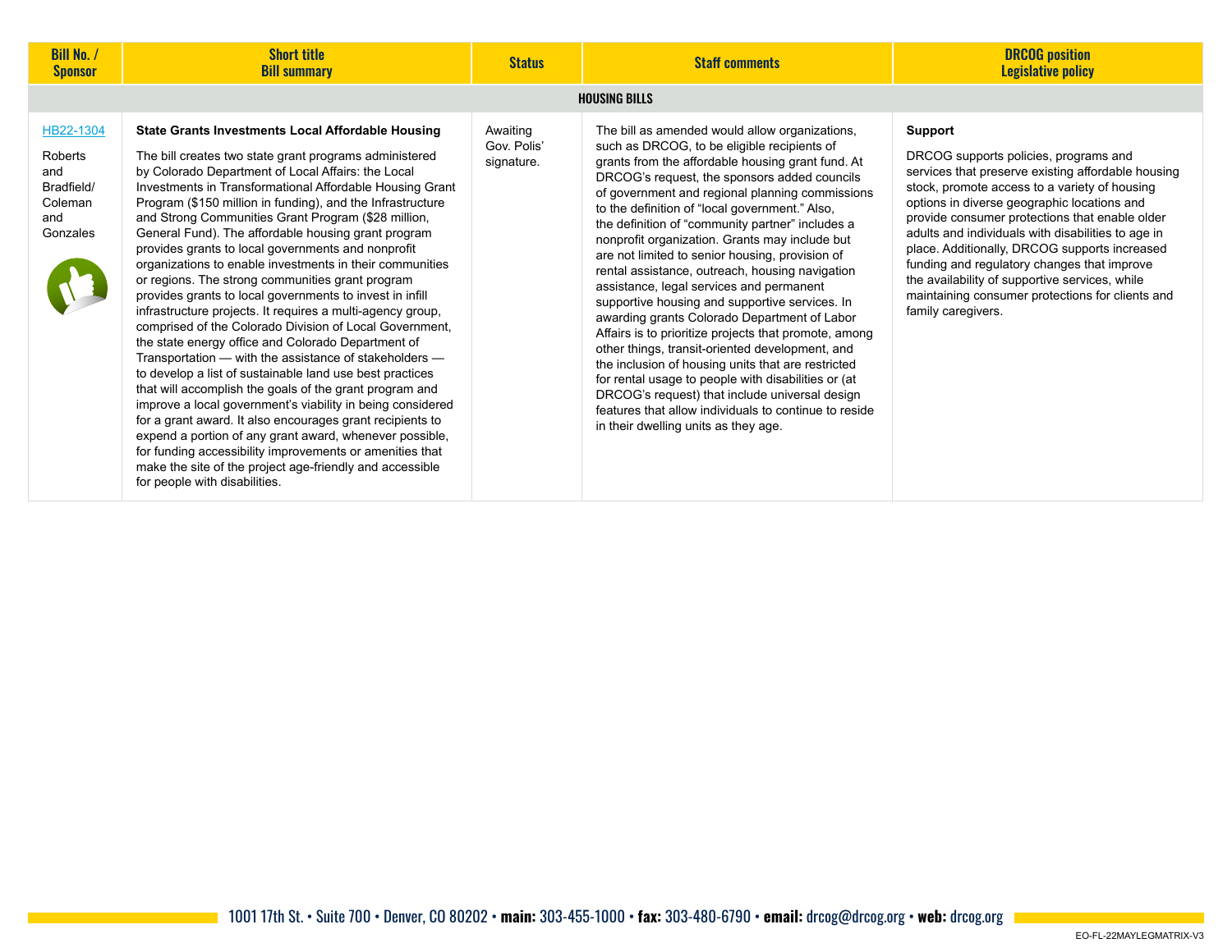| Bill No. / Sponsor | Short title Bill summary | Status | Staff comments | DRCOG position Legislative policy |
|---|---|---|---|---|
| **HOUSING BILLS** | | | | |
| HB22-1304<br><br>Roberts and Bradfield/ Coleman and Gonzales | **State Grants Investments Local Affordable Housing**<br><br>The bill creates two state grant programs administered by Colorado Department of Local Affairs: the Local Investments in Transformational Affordable Housing Grant Program ($150 million in funding), and the Infrastructure and Strong Communities Grant Program ($28 million, General Fund). The affordable housing grant program provides grants to local governments and nonprofit organizations to enable investments in their communities or regions. The strong communities grant program provides grants to local governments to invest in infill infrastructure projects. It requires a multi-agency group, comprised of the Colorado Division of Local Government, the state energy office and Colorado Department of Transportation — with the assistance of stakeholders — to develop a list of sustainable land use best practices that will accomplish the goals of the grant program and improve a local government's viability in being considered for a grant award. It also encourages grant recipients to expend a portion of any grant award, whenever possible, for funding accessibility improvements or amenities that make the site of the project age-friendly and accessible for people with disabilities. | Awaiting Gov. Polis' signature. | The bill as amended would allow organizations, such as DRCOG, to be eligible recipients of grants from the affordable housing grant fund. At DRCOG's request, the sponsors added councils of government and regional planning commissions to the definition of "local government." Also, the definition of "community partner" includes a nonprofit organization. Grants may include but are not limited to senior housing, provision of rental assistance, outreach, housing navigation assistance, legal services and permanent supportive housing and supportive services. In awarding grants Colorado Department of Labor Affairs is to prioritize projects that promote, among other things, transit-oriented development, and the inclusion of housing units that are restricted for rental usage to people with disabilities or (at DRCOG's request) that include universal design features that allow individuals to continue to reside in their dwelling units as they age. | **Support**<br><br>DRCOG supports policies, programs and services that preserve existing affordable housing stock, promote access to a variety of housing options in diverse geographic locations and provide consumer protections that enable older adults and individuals with disabilities to age in place. Additionally, DRCOG supports increased funding and regulatory changes that improve the availability of supportive services, while maintaining consumer protections for clients and family caregivers. |

1001 17th St. • Suite 700 • Denver, CO 80202 • **main:** 303-455-1000 • **fax:** 303-480-6790 • **email:** drcog@drcog.org • **web:** drcog.org

EO-FL-22MAYLEGMATRIX-V3